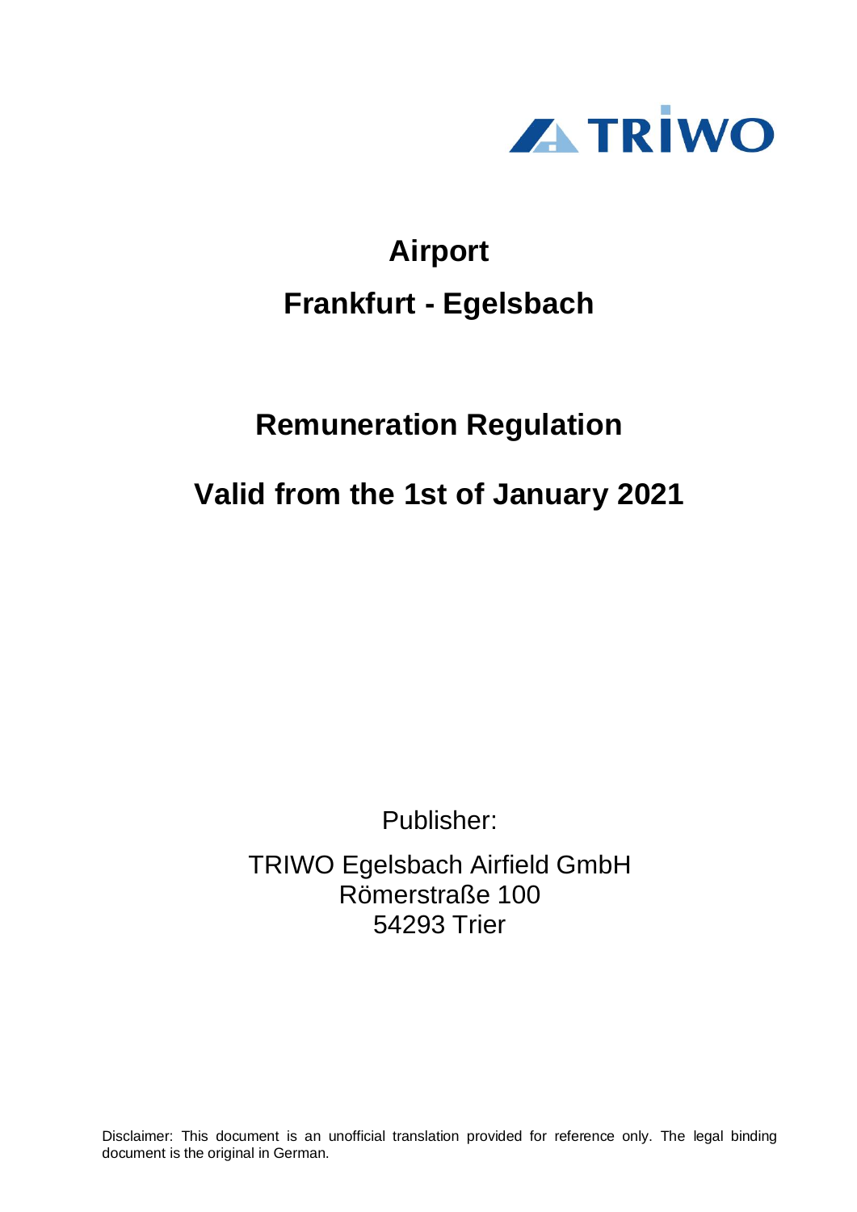TRIWO

# Airport

# Frankfurt - Egelsbach

## Remuneration Regulation

## Valid from the 1st of January 2021

Publisher:

TRIWO Egelsbach Airfield GmbH
Römerstraße 100
54293 Trier

Disclaimer: This document is an unofficial translation provided for reference only. The legal binding document is the original in German.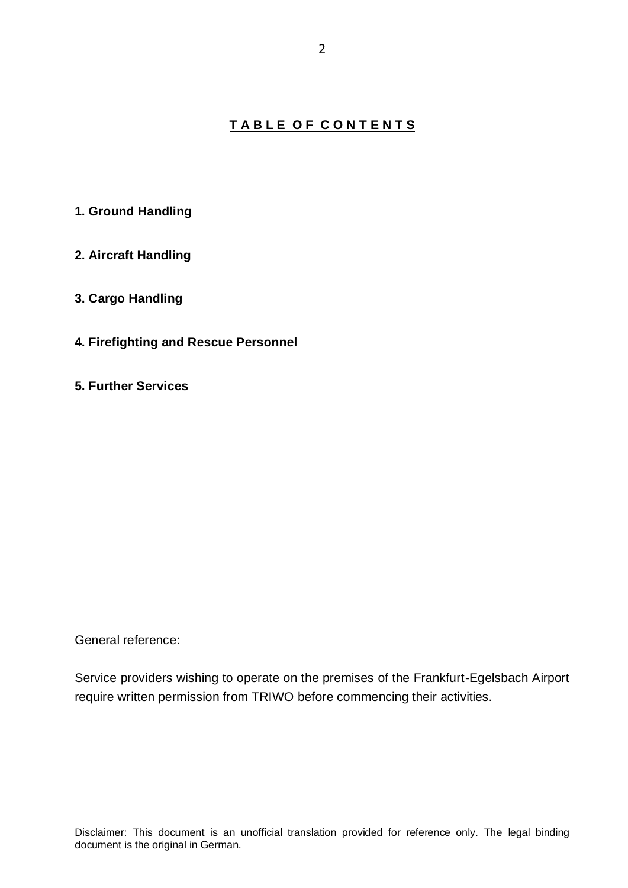## T A B L E  O F  C O N T E N T S

**1. Ground Handling**

**2. Aircraft Handling**

**3. Cargo Handling**

**4. Firefighting and Rescue Personnel**

**5. Further Services**

General reference:

Service providers wishing to operate on the premises of the Frankfurt-Egelsbach Airport require written permission from TRIWO before commencing their activities.

Disclaimer: This document is an unofficial translation provided for reference only. The legal binding document is the original in German.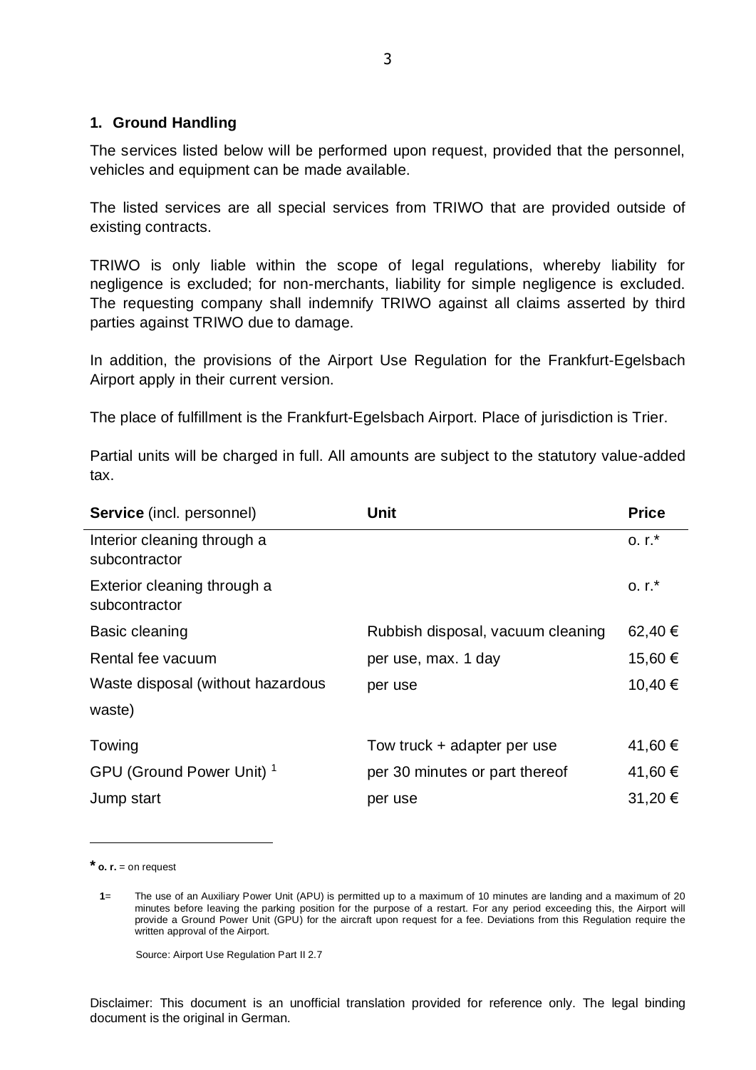## 1. Ground Handling

The services listed below will be performed upon request, provided that the personnel, vehicles and equipment can be made available.

The listed services are all special services from TRIWO that are provided outside of existing contracts.

TRIWO is only liable within the scope of legal regulations, whereby liability for negligence is excluded; for non-merchants, liability for simple negligence is excluded. The requesting company shall indemnify TRIWO against all claims asserted by third parties against TRIWO due to damage.

In addition, the provisions of the Airport Use Regulation for the Frankfurt-Egelsbach Airport apply in their current version.

The place of fulfillment is the Frankfurt-Egelsbach Airport. Place of jurisdiction is Trier.

Partial units will be charged in full. All amounts are subject to the statutory value-added tax.

| **Service** (incl. personnel) | **Unit** | **Price** |
|---|---|---|
| Interior cleaning through a subcontractor | | o. r.* |
| Exterior cleaning through a subcontractor | | o. r.* |
| Basic cleaning | Rubbish disposal, vacuum cleaning | 62,40 € |
| Rental fee vacuum | per use, max. 1 day | 15,60 € |
| Waste disposal (without hazardous waste) | per use | 10,40 € |
| Towing | Tow truck + adapter per use | 41,60 € |
| GPU (Ground Power Unit) [1] | per 30 minutes or part thereof | 41,60 € |
| Jump start | per use | 31,20 € |

**\*** **o. r.** = on request

**1**= The use of an Auxiliary Power Unit (APU) is permitted up to a maximum of 10 minutes are landing and a maximum of 20 minutes before leaving the parking position for the purpose of a restart. For any period exceeding this, the Airport will provide a Ground Power Unit (GPU) for the aircraft upon request for a fee. Deviations from this Regulation require the written approval of the Airport.

Source: Airport Use Regulation Part II 2.7

Disclaimer: This document is an unofficial translation provided for reference only. The legal binding document is the original in German.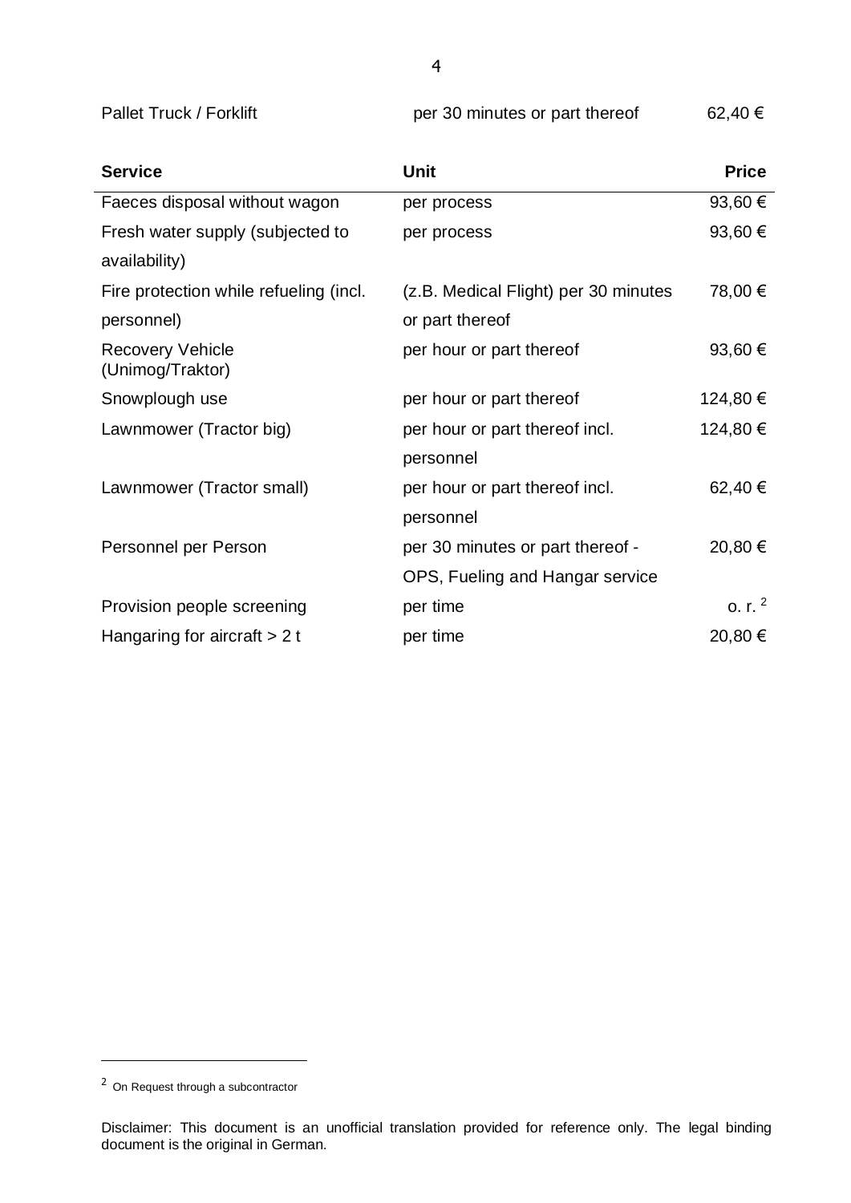| Pallet Truck / Forklift | per 30 minutes or part thereof | 62,40 € |
|---|---|---|

| **Service** | **Unit** | **Price** |
|---|---|---:|
| Faeces disposal without wagon | per process | 93,60 € |
| Fresh water supply (subjected to availability) | per process | 93,60 € |
| Fire protection while refueling (incl. personnel) | (z.B. Medical Flight) per 30 minutes or part thereof | 78,00 € |
| Recovery Vehicle (Unimog/Traktor) | per hour or part thereof | 93,60 € |
| Snowplough use | per hour or part thereof | 124,80 € |
| Lawnmower (Tractor big) | per hour or part thereof incl. personnel | 124,80 € |
| Lawnmower (Tractor small) | per hour or part thereof incl. personnel | 62,40 € |
| Personnel per Person | per 30 minutes or part thereof - OPS, Fueling and Hangar service | 20,80 € |
| Provision people screening | per time | o. r. [2] |
| Hangaring for aircraft > 2 t | per time | 20,80 € |

[2] On Request through a subcontractor

Disclaimer: This document is an unofficial translation provided for reference only. The legal binding document is the original in German.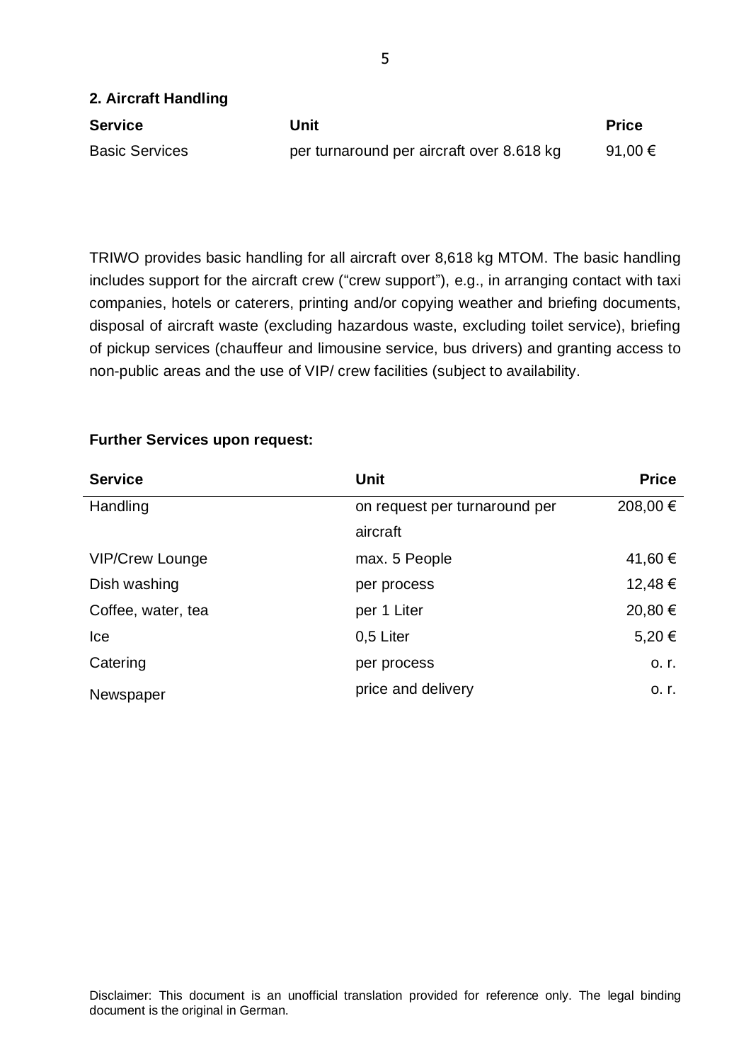## 2. Aircraft Handling

| Service | Unit | Price |
|---|---|---|
| Basic Services | per turnaround per aircraft over 8.618 kg | 91,00 € |

TRIWO provides basic handling for all aircraft over 8,618 kg MTOM. The basic handling includes support for the aircraft crew ("crew support"), e.g., in arranging contact with taxi companies, hotels or caterers, printing and/or copying weather and briefing documents, disposal of aircraft waste (excluding hazardous waste, excluding toilet service), briefing of pickup services (chauffeur and limousine service, bus drivers) and granting access to non-public areas and the use of VIP/ crew facilities (subject to availability.

**Further Services upon request:**

| Service | Unit | Price |
|---|---|---:|
| Handling | on request per turnaround per aircraft | 208,00 € |
| VIP/Crew Lounge | max. 5 People | 41,60 € |
| Dish washing | per process | 12,48 € |
| Coffee, water, tea | per 1 Liter | 20,80 € |
| Ice | 0,5 Liter | 5,20 € |
| Catering | per process | o. r. |
| Newspaper | price and delivery | o. r. |

Disclaimer: This document is an unofficial translation provided for reference only. The legal binding document is the original in German.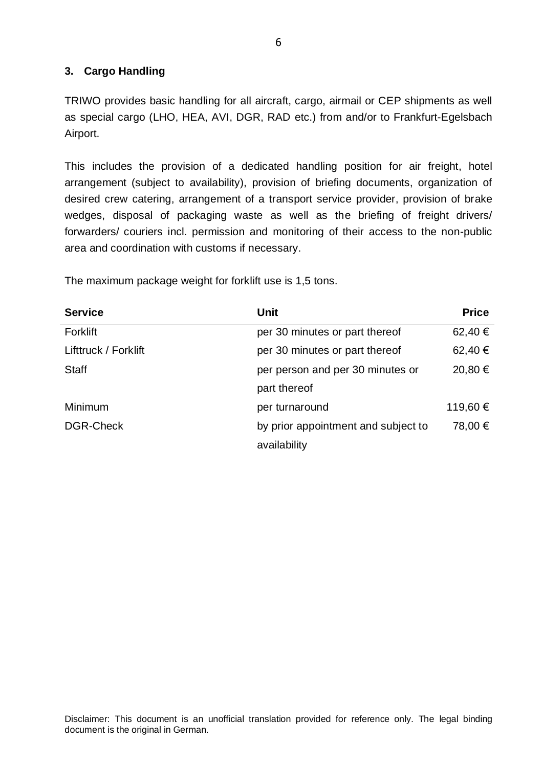### 3. Cargo Handling

TRIWO provides basic handling for all aircraft, cargo, airmail or CEP shipments as well as special cargo (LHO, HEA, AVI, DGR, RAD etc.) from and/or to Frankfurt-Egelsbach Airport.

This includes the provision of a dedicated handling position for air freight, hotel arrangement (subject to availability), provision of briefing documents, organization of desired crew catering, arrangement of a transport service provider, provision of brake wedges, disposal of packaging waste as well as the briefing of freight drivers/ forwarders/ couriers incl. permission and monitoring of their access to the non-public area and coordination with customs if necessary.

The maximum package weight for forklift use is 1,5 tons.

| Service | Unit | Price |
|---|---|---:|
| Forklift | per 30 minutes or part thereof | 62,40 € |
| Lifttruck / Forklift | per 30 minutes or part thereof | 62,40 € |
| Staff | per person and per 30 minutes or part thereof | 20,80 € |
| Minimum | per turnaround | 119,60 € |
| DGR-Check | by prior appointment and subject to availability | 78,00 € |

Disclaimer: This document is an unofficial translation provided for reference only. The legal binding document is the original in German.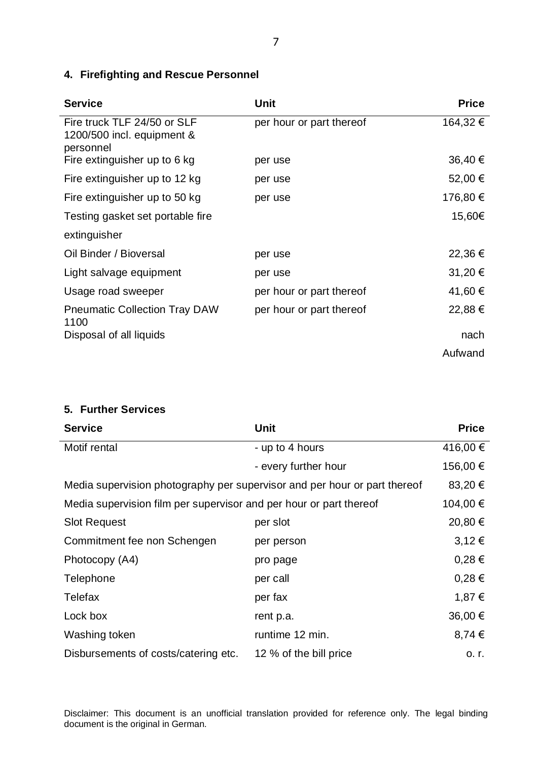## 4. Firefighting and Rescue Personnel

| Service | Unit | Price |
|---|---|---|
| Fire truck TLF 24/50 or SLF 1200/500 incl. equipment & personnel | per hour or part thereof | 164,32 € |
| Fire extinguisher up to 6 kg | per use | 36,40 € |
| Fire extinguisher up to 12 kg | per use | 52,00 € |
| Fire extinguisher up to 50 kg | per use | 176,80 € |
| Testing gasket set portable fire extinguisher | | 15,60€ |
| Oil Binder / Bioversal | per use | 22,36 € |
| Light salvage equipment | per use | 31,20 € |
| Usage road sweeper | per hour or part thereof | 41,60 € |
| Pneumatic Collection Tray DAW 1100 | per hour or part thereof | 22,88 € |
| Disposal of all liquids | | nach Aufwand |

## 5. Further Services

| Service | Unit | Price |
|---|---|---|
| Motif rental | - up to 4 hours | 416,00 € |
| | - every further hour | 156,00 € |
| Media supervision photography per supervisor and per hour or part thereof | | 83,20 € |
| Media supervision film per supervisor and per hour or part thereof | | 104,00 € |
| Slot Request | per slot | 20,80 € |
| Commitment fee non Schengen | per person | 3,12 € |
| Photocopy (A4) | pro page | 0,28 € |
| Telephone | per call | 0,28 € |
| Telefax | per fax | 1,87 € |
| Lock box | rent p.a. | 36,00 € |
| Washing token | runtime 12 min. | 8,74 € |
| Disbursements of costs/catering etc. | 12 % of the bill price | o. r. |

Disclaimer: This document is an unofficial translation provided for reference only. The legal binding document is the original in German.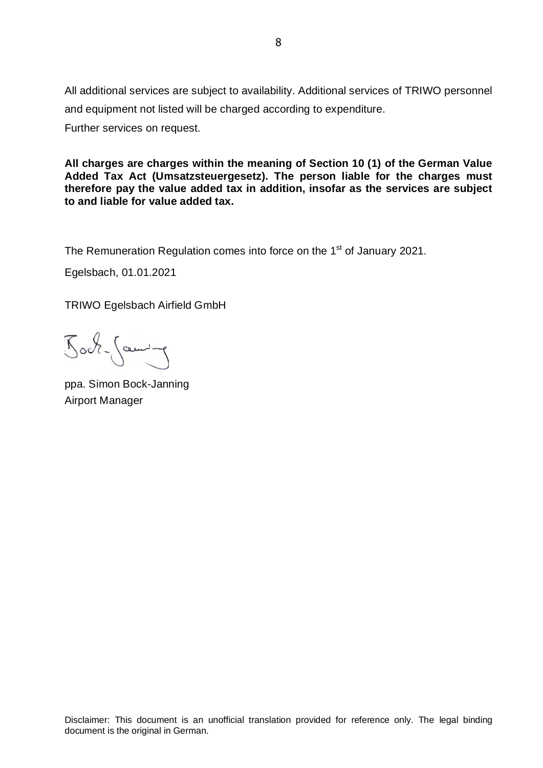All additional services are subject to availability. Additional services of TRIWO personnel and equipment not listed will be charged according to expenditure.

Further services on request.

**All charges are charges within the meaning of Section 10 (1) of the German Value Added Tax Act (Umsatzsteuergesetz). The person liable for the charges must therefore pay the value added tax in addition, insofar as the services are subject to and liable for value added tax.**

The Remuneration Regulation comes into force on the 1st of January 2021.

Egelsbach, 01.01.2021

TRIWO Egelsbach Airfield GmbH

ppa. Simon Bock-Janning
Airport Manager

Disclaimer: This document is an unofficial translation provided for reference only. The legal binding document is the original in German.